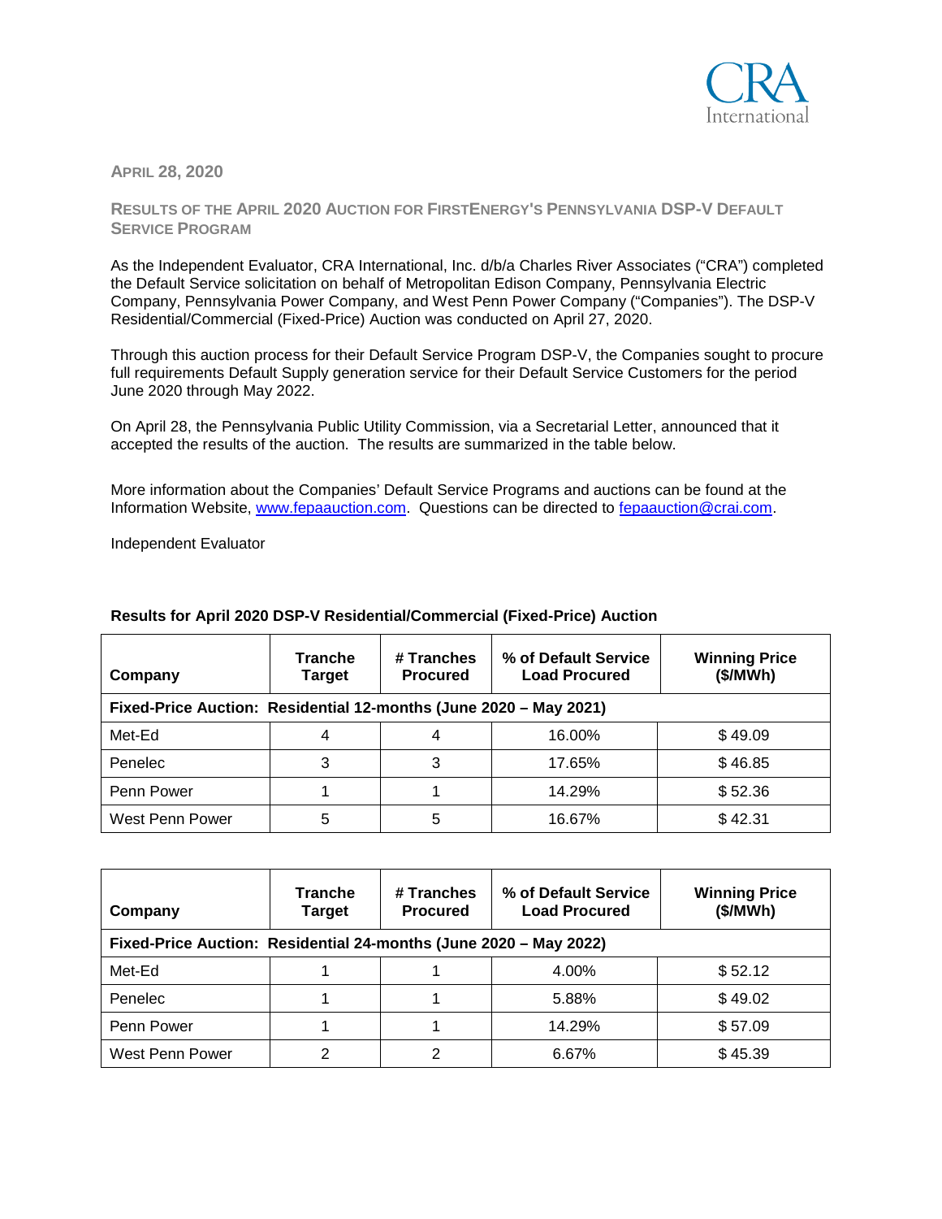CRA International

APRIL 28, 2020

## RESULTS OF THE APRIL 2020 AUCTION FOR FIRSTENERGY'S PENNSYLVANIA DSP-V DEFAULT SERVICE PROGRAM

As the Independent Evaluator, CRA International, Inc. d/b/a Charles River Associates ("CRA") completed the Default Service solicitation on behalf of Metropolitan Edison Company, Pennsylvania Electric Company, Pennsylvania Power Company, and West Penn Power Company ("Companies"). The DSP-V Residential/Commercial (Fixed-Price) Auction was conducted on April 27, 2020.

Through this auction process for their Default Service Program DSP-V, the Companies sought to procure full requirements Default Supply generation service for their Default Service Customers for the period June 2020 through May 2022.

On April 28, the Pennsylvania Public Utility Commission, via a Secretarial Letter, announced that it accepted the results of the auction. The results are summarized in the table below.

More information about the Companies' Default Service Programs and auctions can be found at the Information Website, www.fepaauction.com. Questions can be directed to fepaauction@crai.com.

Independent Evaluator

**Results for April 2020 DSP-V Residential/Commercial (Fixed-Price) Auction**

| Company | Tranche Target | # Tranches Procured | % of Default Service Load Procured | Winning Price ($/MWh) |
|---|---|---|---|---|
| **Fixed-Price Auction: Residential 12-months (June 2020 – May 2021)** | | | | |
| Met-Ed | 4 | 4 | 16.00% | $ 49.09 |
| Penelec | 3 | 3 | 17.65% | $ 46.85 |
| Penn Power | 1 | 1 | 14.29% | $ 52.36 |
| West Penn Power | 5 | 5 | 16.67% | $ 42.31 |

| Company | Tranche Target | # Tranches Procured | % of Default Service Load Procured | Winning Price ($/MWh) |
|---|---|---|---|---|
| **Fixed-Price Auction: Residential 24-months (June 2020 – May 2022)** | | | | |
| Met-Ed | 1 | 1 | 4.00% | $ 52.12 |
| Penelec | 1 | 1 | 5.88% | $ 49.02 |
| Penn Power | 1 | 1 | 14.29% | $ 57.09 |
| West Penn Power | 2 | 2 | 6.67% | $ 45.39 |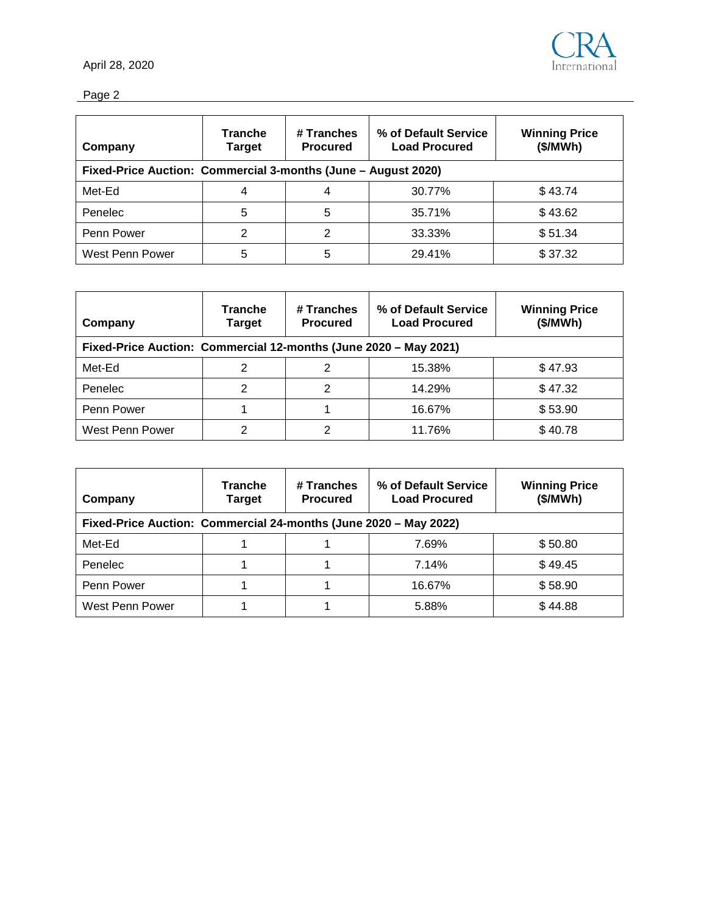| Company | Tranche Target | # Tranches Procured | % of Default Service Load Procured | Winning Price ($/MWh) |
|---|---|---|---|---|
| **Fixed-Price Auction: Commercial 3-months (June – August 2020)** | | | | |
| Met-Ed | 4 | 4 | 30.77% | $ 43.74 |
| Penelec | 5 | 5 | 35.71% | $ 43.62 |
| Penn Power | 2 | 2 | 33.33% | $ 51.34 |
| West Penn Power | 5 | 5 | 29.41% | $ 37.32 |

| Company | Tranche Target | # Tranches Procured | % of Default Service Load Procured | Winning Price ($/MWh) |
|---|---|---|---|---|
| **Fixed-Price Auction: Commercial 12-months (June 2020 – May 2021)** | | | | |
| Met-Ed | 2 | 2 | 15.38% | $ 47.93 |
| Penelec | 2 | 2 | 14.29% | $ 47.32 |
| Penn Power | 1 | 1 | 16.67% | $ 53.90 |
| West Penn Power | 2 | 2 | 11.76% | $ 40.78 |

| Company | Tranche Target | # Tranches Procured | % of Default Service Load Procured | Winning Price ($/MWh) |
|---|---|---|---|---|
| **Fixed-Price Auction: Commercial 24-months (June 2020 – May 2022)** | | | | |
| Met-Ed | 1 | 1 | 7.69% | $ 50.80 |
| Penelec | 1 | 1 | 7.14% | $ 49.45 |
| Penn Power | 1 | 1 | 16.67% | $ 58.90 |
| West Penn Power | 1 | 1 | 5.88% | $ 44.88 |